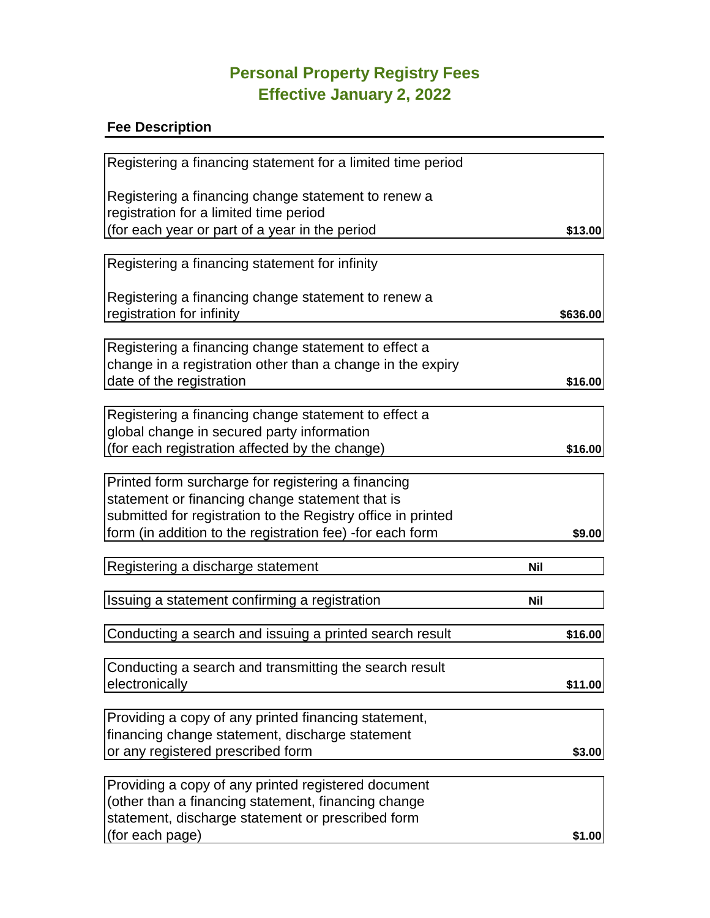# Personal Property Registry Fees
## Effective January 2, 2022

| Fee Description | |
|---|---|
| Registering a financing statement for a limited time period<br><br>Registering a financing change statement to renew a registration for a limited time period (for each year or part of a year in the period | **$13.00** |
| Registering a financing statement for infinity<br><br>Registering a financing change statement to renew a registration for infinity | **$636.00** |
| Registering a financing change statement to effect a change in a registration other than a change in the expiry date of the registration | **$16.00** |
| Registering a financing change statement to effect a global change in secured party information (for each registration affected by the change) | **$16.00** |
| Printed form surcharge for registering a financing statement or financing change statement that is submitted for registration to the Registry office in printed form (in addition to the registration fee) -for each form | **$9.00** |
| Registering a discharge statement | **Nil** |
| Issuing a statement confirming a registration | **Nil** |
| Conducting a search and issuing a printed search result | **$16.00** |
| Conducting a search and transmitting the search result electronically | **$11.00** |
| Providing a copy of any printed financing statement, financing change statement, discharge statement or any registered prescribed form | **$3.00** |
| Providing a copy of any printed registered document (other than a financing statement, financing change statement, discharge statement or prescribed form (for each page) | **$1.00** |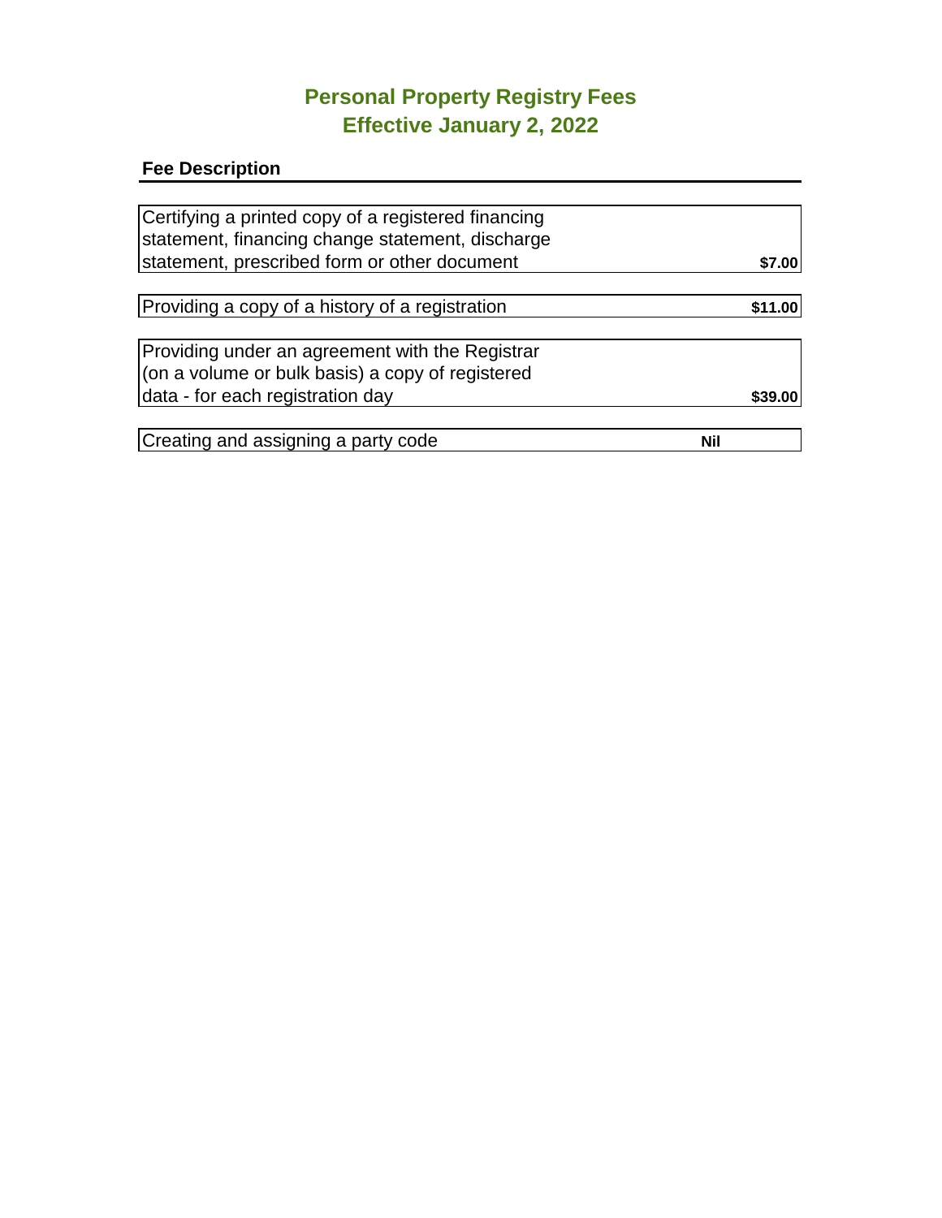## Personal Property Registry Fees
## Effective January 2, 2022

**Fee Description**

| | |
|---|---|
| Certifying a printed copy of a registered financing statement, financing change statement, discharge statement, prescribed form or other document | **$7.00** |
| Providing a copy of a history of a registration | **$11.00** |
| Providing under an agreement with the Registrar (on a volume or bulk basis) a copy of registered data - for each registration day | **$39.00** |
| Creating and assigning a party code | **Nil** |